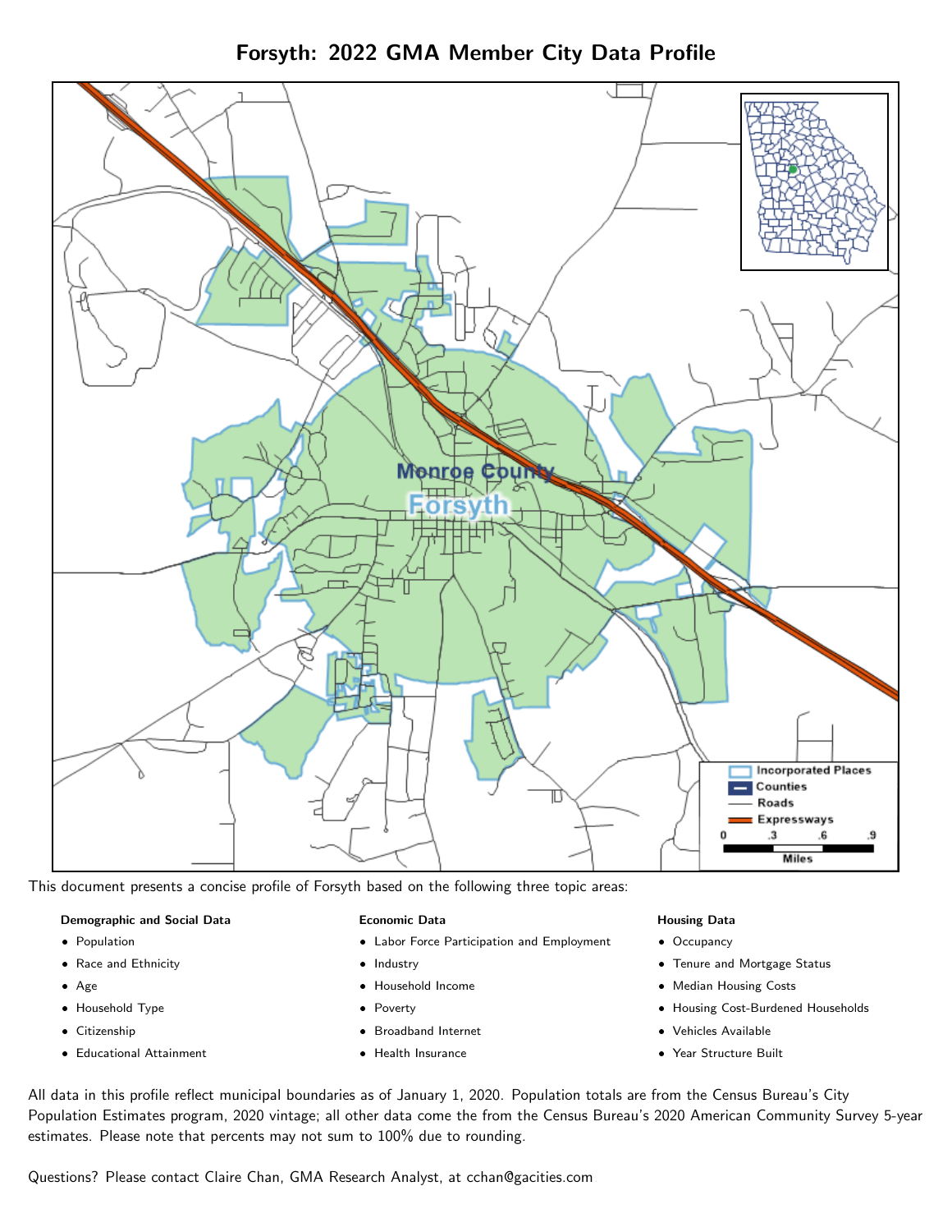# Forsyth: 2022 GMA Member City Data Profile

Monroe County

Forsyth

Incorporated Places
Counties
Roads
Expressways

0 .3 .6 .9
Miles

This document presents a concise profile of Forsyth based on the following three topic areas:

**Demographic and Social Data**

- Population
- Race and Ethnicity
- Age
- Household Type
- Citizenship
- Educational Attainment

**Economic Data**

- Labor Force Participation and Employment
- Industry
- Household Income
- Poverty
- Broadband Internet
- Health Insurance

**Housing Data**

- Occupancy
- Tenure and Mortgage Status
- Median Housing Costs
- Housing Cost-Burdened Households
- Vehicles Available
- Year Structure Built

All data in this profile reflect municipal boundaries as of January 1, 2020. Population totals are from the Census Bureau's City Population Estimates program, 2020 vintage; all other data come the from the Census Bureau's 2020 American Community Survey 5-year estimates. Please note that percents may not sum to 100% due to rounding.

Questions? Please contact Claire Chan, GMA Research Analyst, at cchan@gacities.com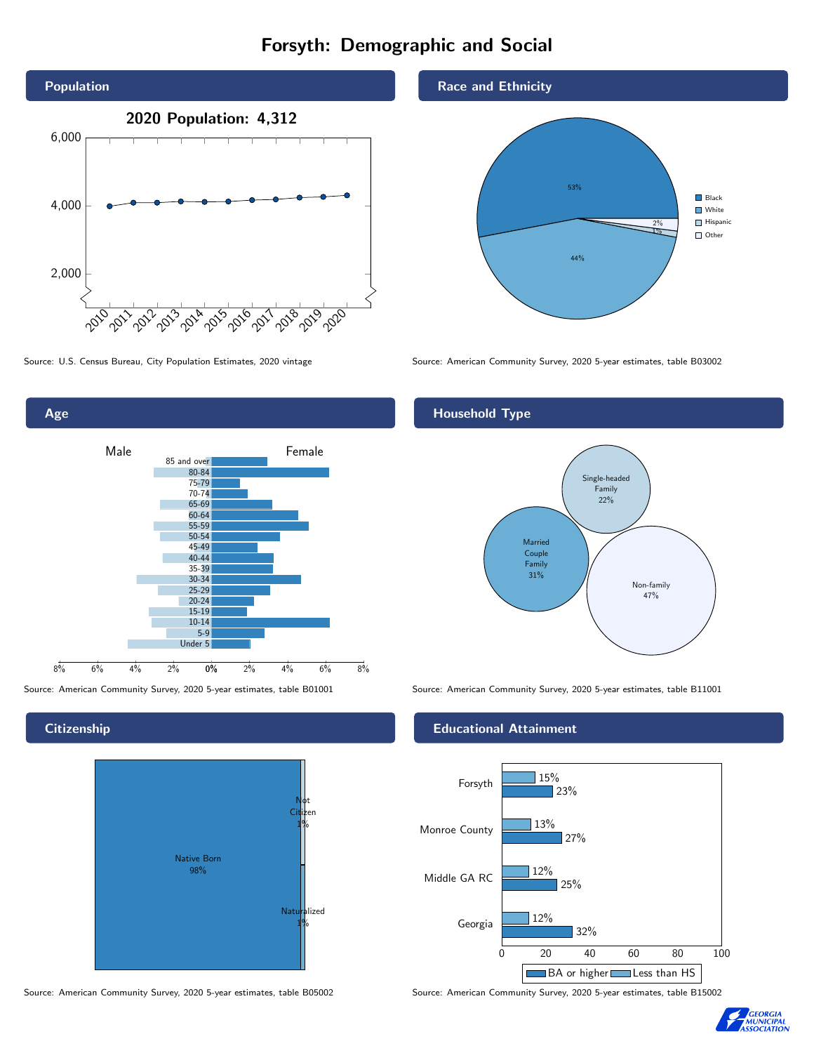# Forsyth: Demographic and Social

## Population

2020 Population: 4,312

6,000
4,000
2,000

2010 2011 2012 2013 2014 2015 2016 2017 2018 2019 2020

Source: U.S. Census Bureau, City Population Estimates, 2020 vintage

## Race and Ethnicity

53%
44%
2%
1%

Black
White
Hispanic
Other

Source: American Community Survey, 2020 5-year estimates, table B03002

## Age

Male
Female

85 and over
80-84
75-79
70-74
65-69
60-64
55-59
50-54
45-49
40-44
35-39
30-34
25-29
20-24
15-19
10-14
5-9
Under 5

8% 6% 4% 2% 0% 0% 2% 4% 6% 8%

Source: American Community Survey, 2020 5-year estimates, table B01001

## Household Type

Single-headed Family 22%

Married Couple Family 31%

Non-family 47%

Source: American Community Survey, 2020 5-year estimates, table B11001

## Citizenship

Native Born 98%

Not Citizen 1%

Naturalized 1%

Source: American Community Survey, 2020 5-year estimates, table B05002

## Educational Attainment

Forsyth 15% 23%
Monroe County 13% 27%
Middle GA RC 12% 25%
Georgia 12% 32%

0 20 40 60 80 100

BA or higher
Less than HS

Source: American Community Survey, 2020 5-year estimates, table B15002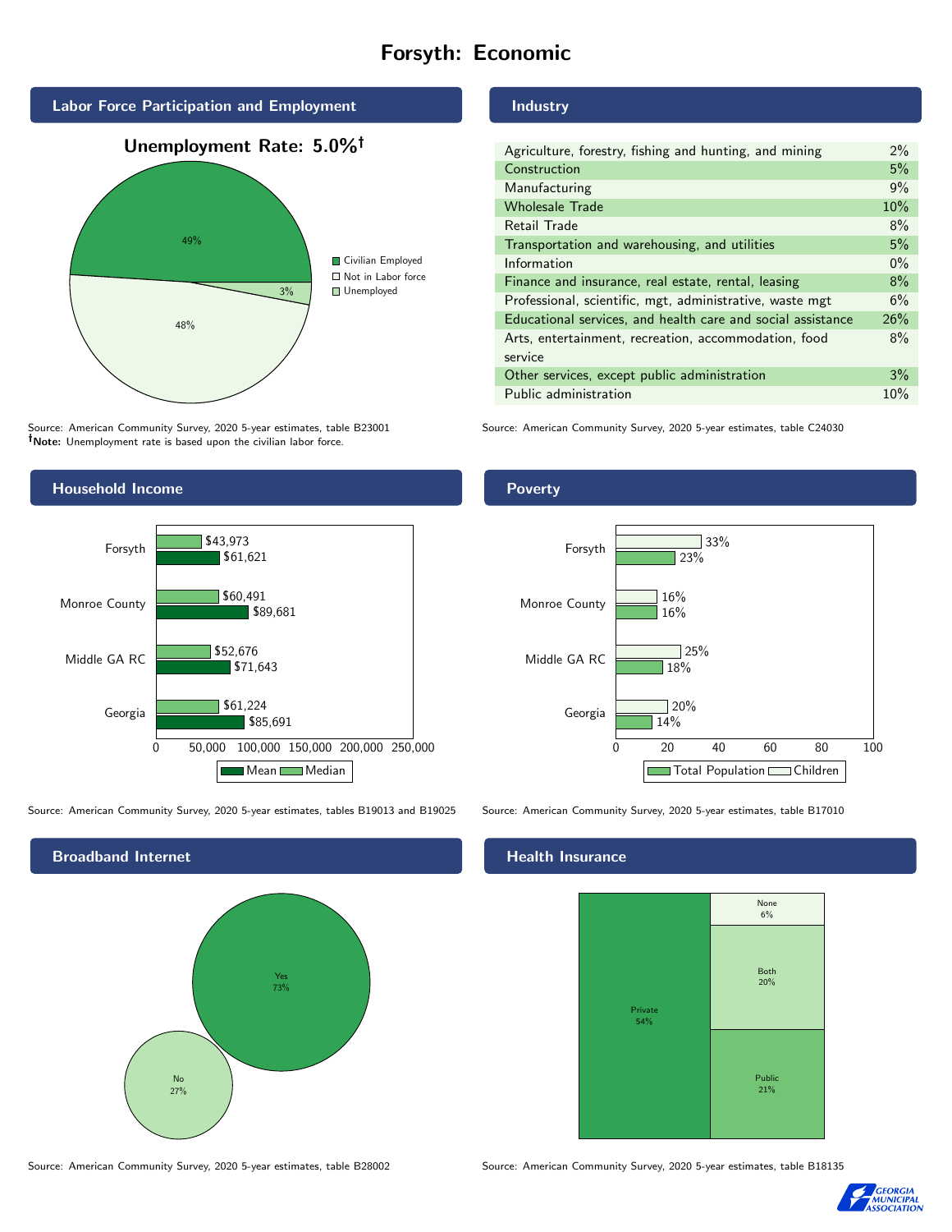# Forsyth: Economic

## Labor Force Participation and Employment

Unemployment Rate: 5.0%†

49%
48%
3%

Civilian Employed
Not in Labor force
Unemployed

Source: American Community Survey, 2020 5-year estimates, table B23001
**†Note:** Unemployment rate is based upon the civilian labor force.

## Industry

| | |
|---|---|
| Agriculture, forestry, fishing and hunting, and mining | 2% |
| Construction | 5% |
| Manufacturing | 9% |
| Wholesale Trade | 10% |
| Retail Trade | 8% |
| Transportation and warehousing, and utilities | 5% |
| Information | 0% |
| Finance and insurance, real estate, rental, leasing | 8% |
| Professional, scientific, mgt, administrative, waste mgt | 6% |
| Educational services, and health care and social assistance | 26% |
| Arts, entertainment, recreation, accommodation, food service | 8% |
| Other services, except public administration | 3% |
| Public administration | 10% |

Source: American Community Survey, 2020 5-year estimates, table C24030

## Household Income

Forsyth: $43,973 / $61,621
Monroe County: $60,491 / $89,681
Middle GA RC: $52,676 / $71,643
Georgia: $61,224 / $85,691

0 50,000 100,000 150,000 200,000 250,000

Mean Median

Source: American Community Survey, 2020 5-year estimates, tables B19013 and B19025

## Poverty

Forsyth: 33% / 23%
Monroe County: 16% / 16%
Middle GA RC: 25% / 18%
Georgia: 20% / 14%

0 20 40 60 80 100

Total Population Children

Source: American Community Survey, 2020 5-year estimates, table B17010

## Broadband Internet

Yes 73%
No 27%

Source: American Community Survey, 2020 5-year estimates, table B28002

## Health Insurance

Private 54%
None 6%
Both 20%
Public 21%

Source: American Community Survey, 2020 5-year estimates, table B18135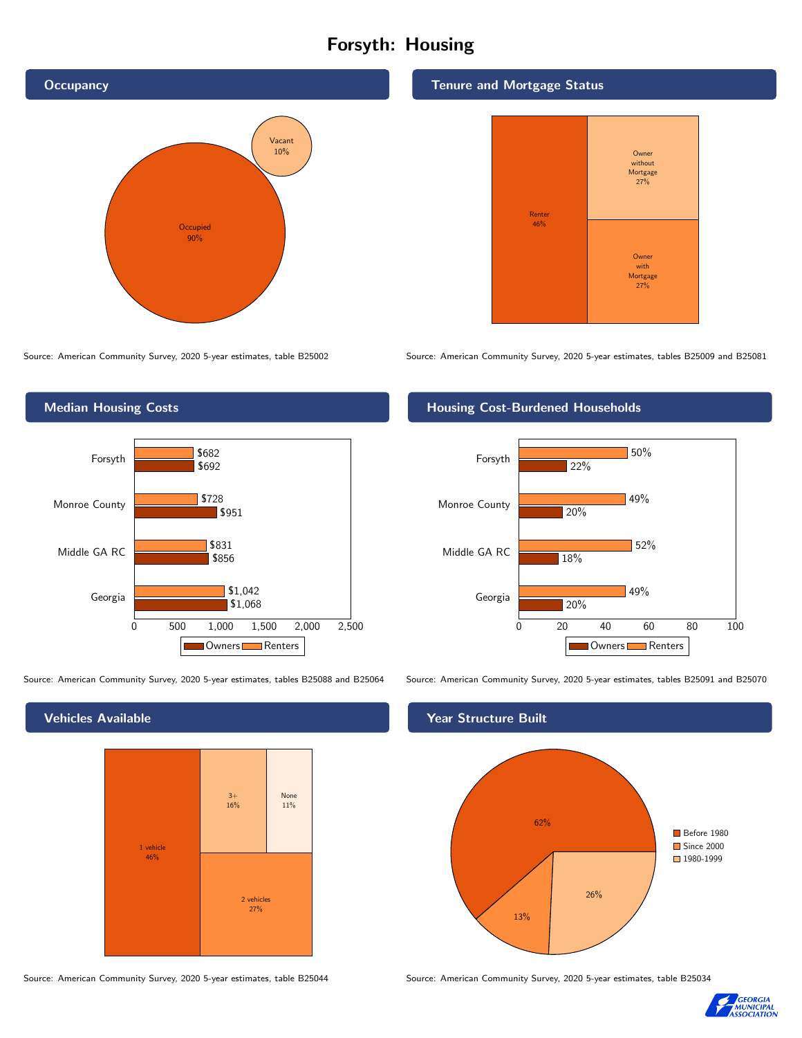# Forsyth: Housing

## Occupancy

Vacant
10%

Occupied
90%

Source: American Community Survey, 2020 5-year estimates, table B25002

## Tenure and Mortgage Status

Renter
46%

Owner without Mortgage
27%

Owner with Mortgage
27%

Source: American Community Survey, 2020 5-year estimates, tables B25009 and B25081

## Median Housing Costs

Forsyth
$682
$692

Monroe County
$728
$951

Middle GA RC
$831
$856

Georgia
$1,042
$1,068

0 500 1,000 1,500 2,000 2,500

Owners Renters

Source: American Community Survey, 2020 5-year estimates, tables B25088 and B25064

## Housing Cost-Burdened Households

Forsyth
50%
22%

Monroe County
49%
20%

Middle GA RC
52%
18%

Georgia
49%
20%

0 20 40 60 80 100

Owners Renters

Source: American Community Survey, 2020 5-year estimates, tables B25091 and B25070

## Vehicles Available

1 vehicle
46%

3+
16%

None
11%

2 vehicles
27%

Source: American Community Survey, 2020 5-year estimates, table B25044

## Year Structure Built

62%
13%
26%

Before 1980
Since 2000
1980-1999

Source: American Community Survey, 2020 5-year estimates, table B25034

GEORGIA MUNICIPAL ASSOCIATION